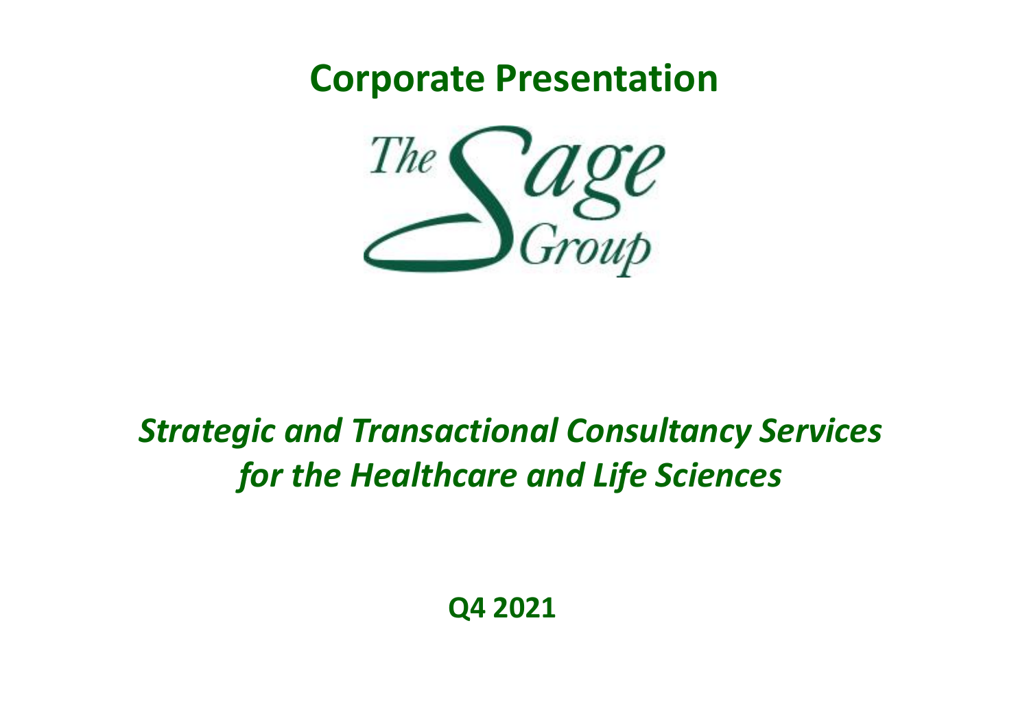# Corporate Presentation

The Sage Group

***Strategic and Transactional Consultancy Services for the Healthcare and Life Sciences***

**Q4 2021**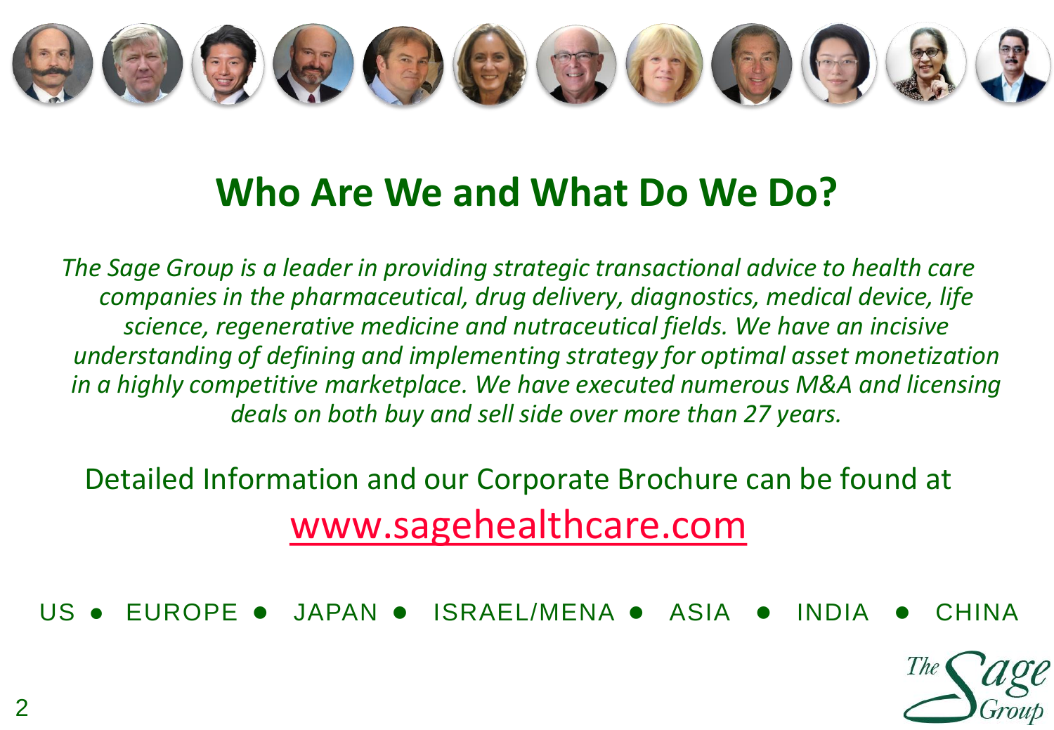# Who Are We and What Do We Do?

*The Sage Group is a leader in providing strategic transactional advice to health care companies in the pharmaceutical, drug delivery, diagnostics, medical device, life science, regenerative medicine and nutraceutical fields. We have an incisive understanding of defining and implementing strategy for optimal asset monetization in a highly competitive marketplace. We have executed numerous M&A and licensing deals on both buy and sell side over more than 27 years.*

Detailed Information and our Corporate Brochure can be found at

www.sagehealthcare.com

US ● EUROPE ● JAPAN ● ISRAEL/MENA ● ASIA ● INDIA ● CHINA

The Sage Group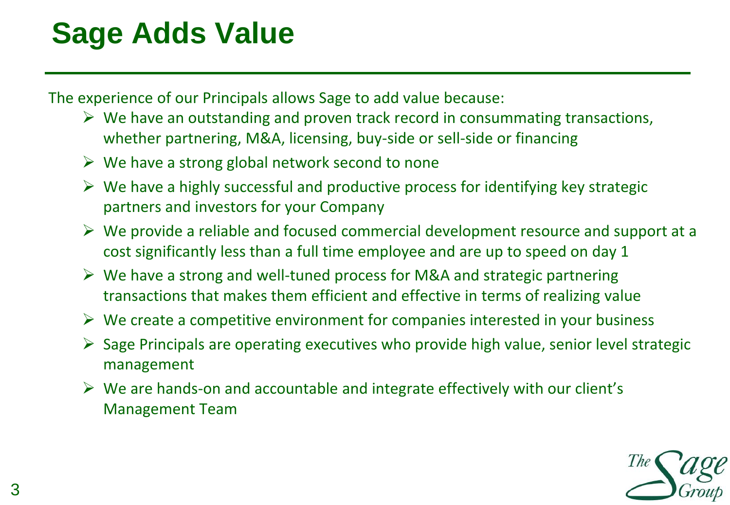# Sage Adds Value

The experience of our Principals allows Sage to add value because:

- We have an outstanding and proven track record in consummating transactions, whether partnering, M&A, licensing, buy-side or sell-side or financing
- We have a strong global network second to none
- We have a highly successful and productive process for identifying key strategic partners and investors for your Company
- We provide a reliable and focused commercial development resource and support at a cost significantly less than a full time employee and are up to speed on day 1
- We have a strong and well-tuned process for M&A and strategic partnering transactions that makes them efficient and effective in terms of realizing value
- We create a competitive environment for companies interested in your business
- Sage Principals are operating executives who provide high value, senior level strategic management
- We are hands-on and accountable and integrate effectively with our client's Management Team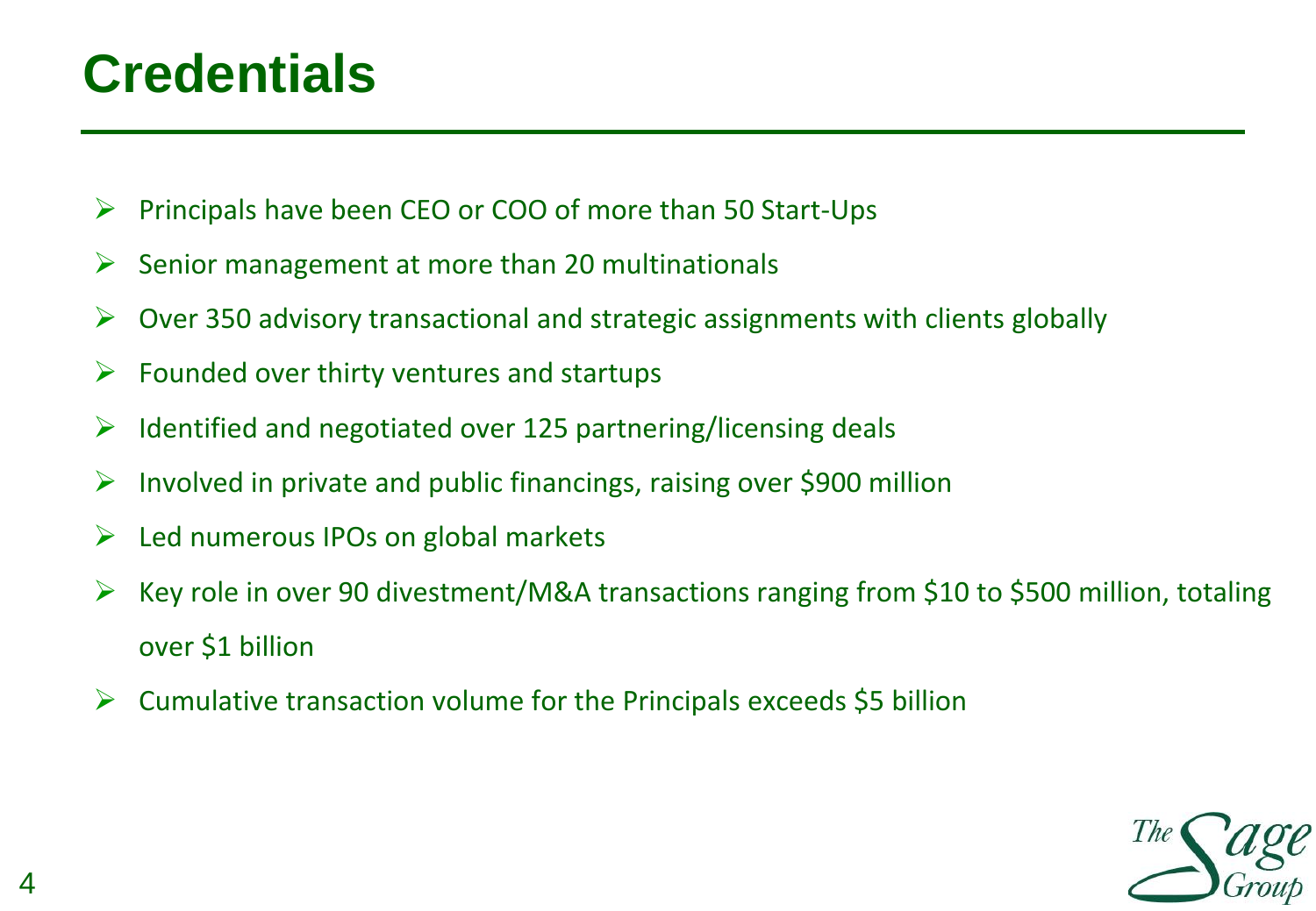# Credentials

- Principals have been CEO or COO of more than 50 Start-Ups
- Senior management at more than 20 multinationals
- Over 350 advisory transactional and strategic assignments with clients globally
- Founded over thirty ventures and startups
- Identified and negotiated over 125 partnering/licensing deals
- Involved in private and public financings, raising over $900 million
- Led numerous IPOs on global markets
- Key role in over 90 divestment/M&A transactions ranging from $10 to $500 million, totaling over $1 billion
- Cumulative transaction volume for the Principals exceeds $5 billion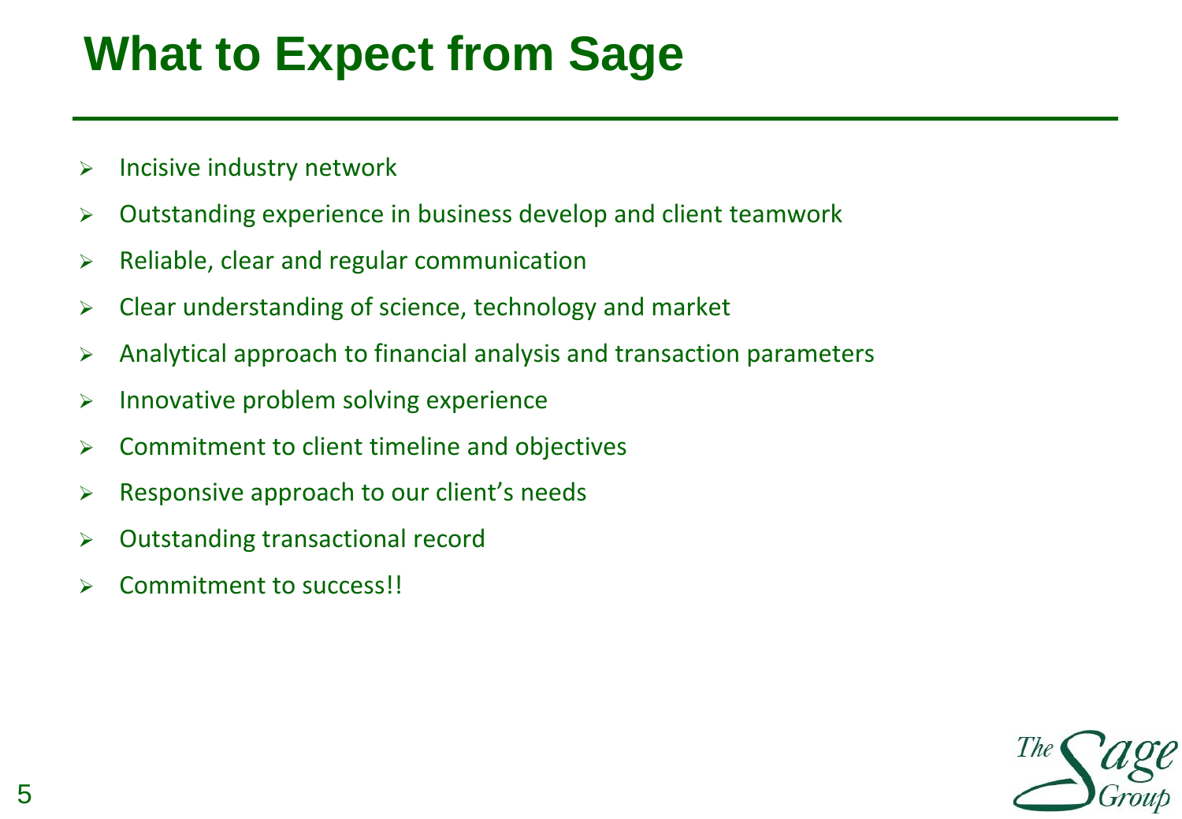# What to Expect from Sage

- Incisive industry network
- Outstanding experience in business develop and client teamwork
- Reliable, clear and regular communication
- Clear understanding of science, technology and market
- Analytical approach to financial analysis and transaction parameters
- Innovative problem solving experience
- Commitment to client timeline and objectives
- Responsive approach to our client's needs
- Outstanding transactional record
- Commitment to success!!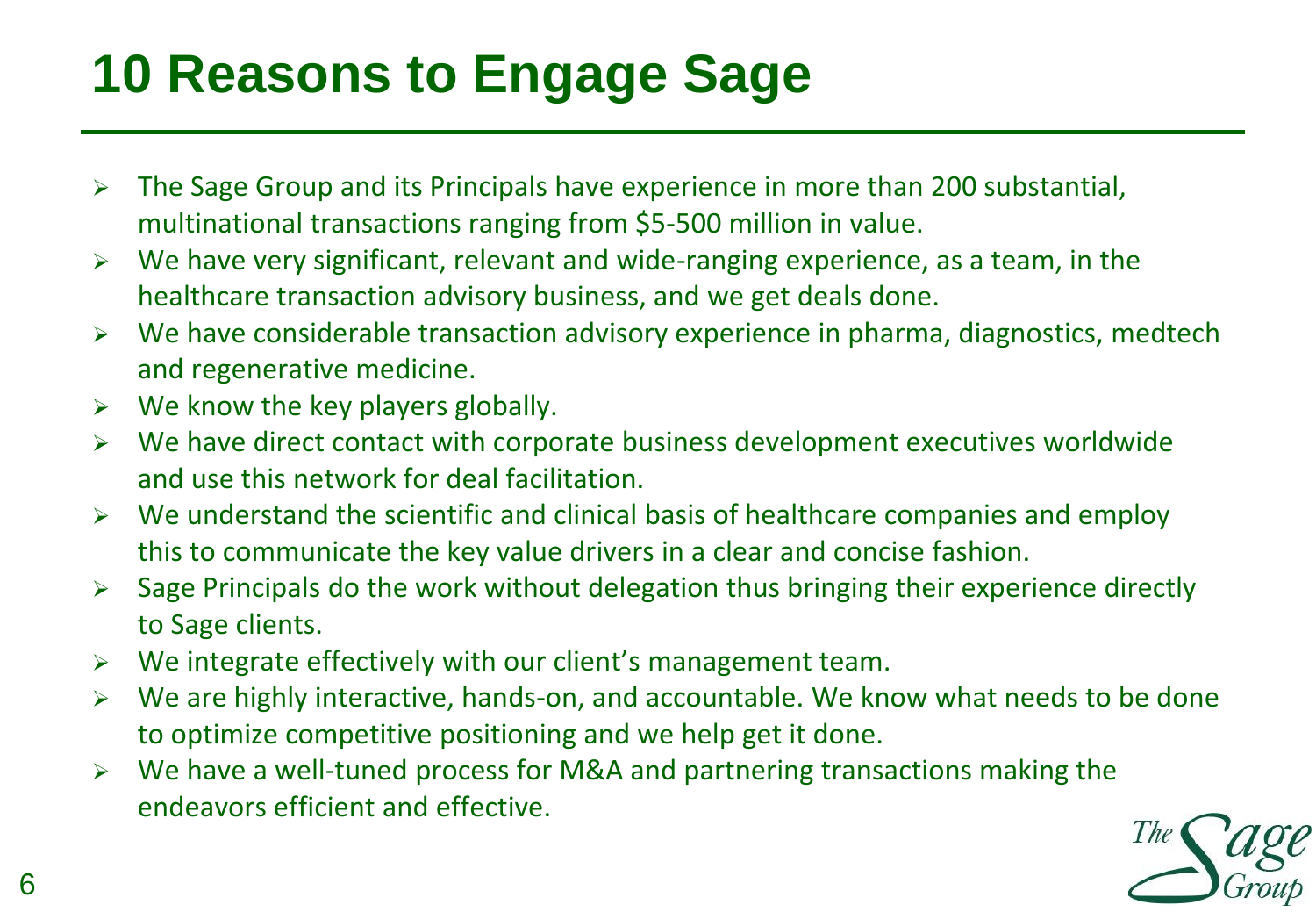# 10 Reasons to Engage Sage

- The Sage Group and its Principals have experience in more than 200 substantial, multinational transactions ranging from $5-500 million in value.
- We have very significant, relevant and wide-ranging experience, as a team, in the healthcare transaction advisory business, and we get deals done.
- We have considerable transaction advisory experience in pharma, diagnostics, medtech and regenerative medicine.
- We know the key players globally.
- We have direct contact with corporate business development executives worldwide and use this network for deal facilitation.
- We understand the scientific and clinical basis of healthcare companies and employ this to communicate the key value drivers in a clear and concise fashion.
- Sage Principals do the work without delegation thus bringing their experience directly to Sage clients.
- We integrate effectively with our client's management team.
- We are highly interactive, hands-on, and accountable. We know what needs to be done to optimize competitive positioning and we help get it done.
- We have a well-tuned process for M&A and partnering transactions making the endeavors efficient and effective.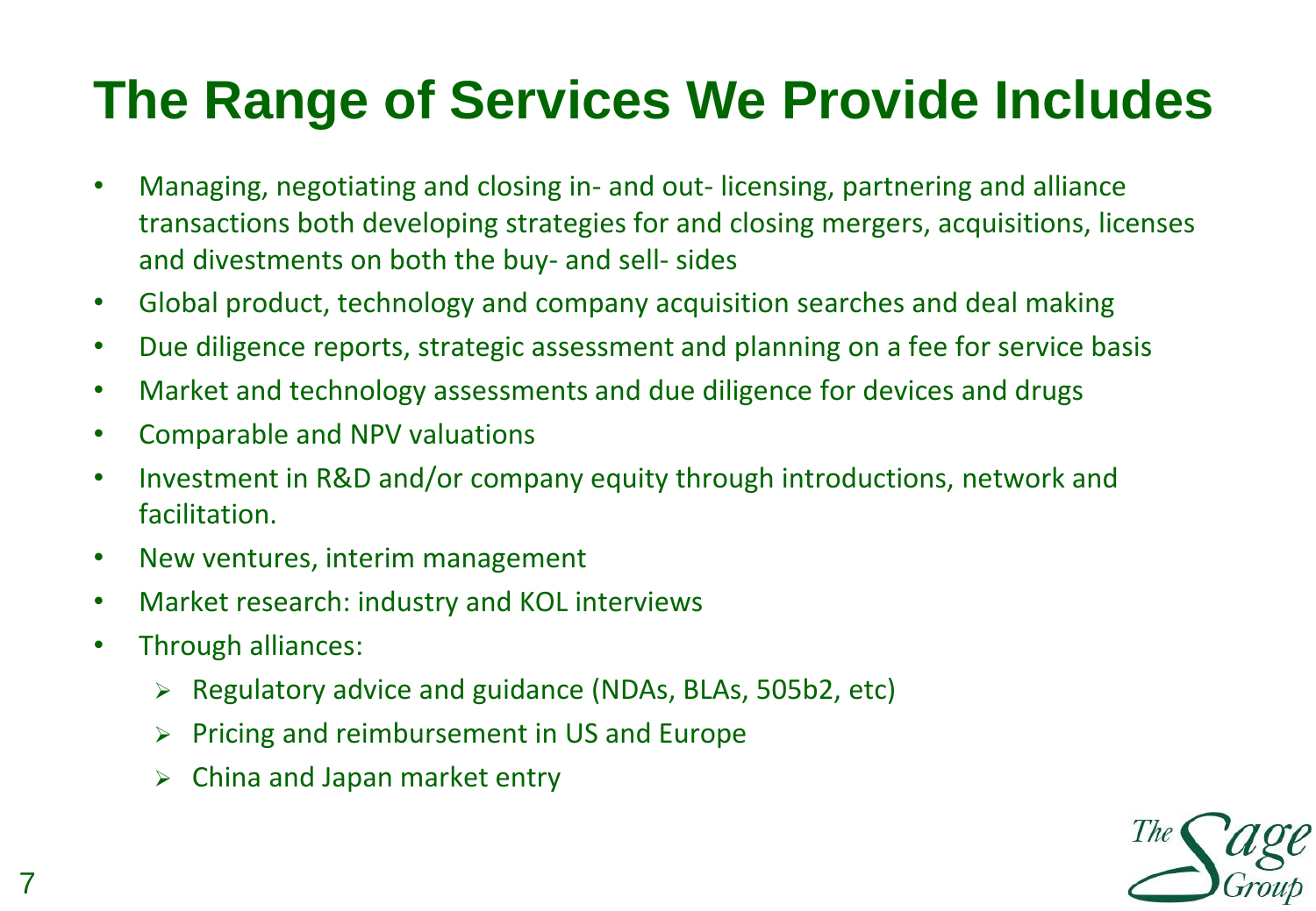# The Range of Services We Provide Includes

- Managing, negotiating and closing in- and out- licensing, partnering and alliance transactions both developing strategies for and closing mergers, acquisitions, licenses and divestments on both the buy- and sell- sides
- Global product, technology and company acquisition searches and deal making
- Due diligence reports, strategic assessment and planning on a fee for service basis
- Market and technology assessments and due diligence for devices and drugs
- Comparable and NPV valuations
- Investment in R&D and/or company equity through introductions, network and facilitation.
- New ventures, interim management
- Market research: industry and KOL interviews
- Through alliances:
  - Regulatory advice and guidance (NDAs, BLAs, 505b2, etc)
  - Pricing and reimbursement in US and Europe
  - China and Japan market entry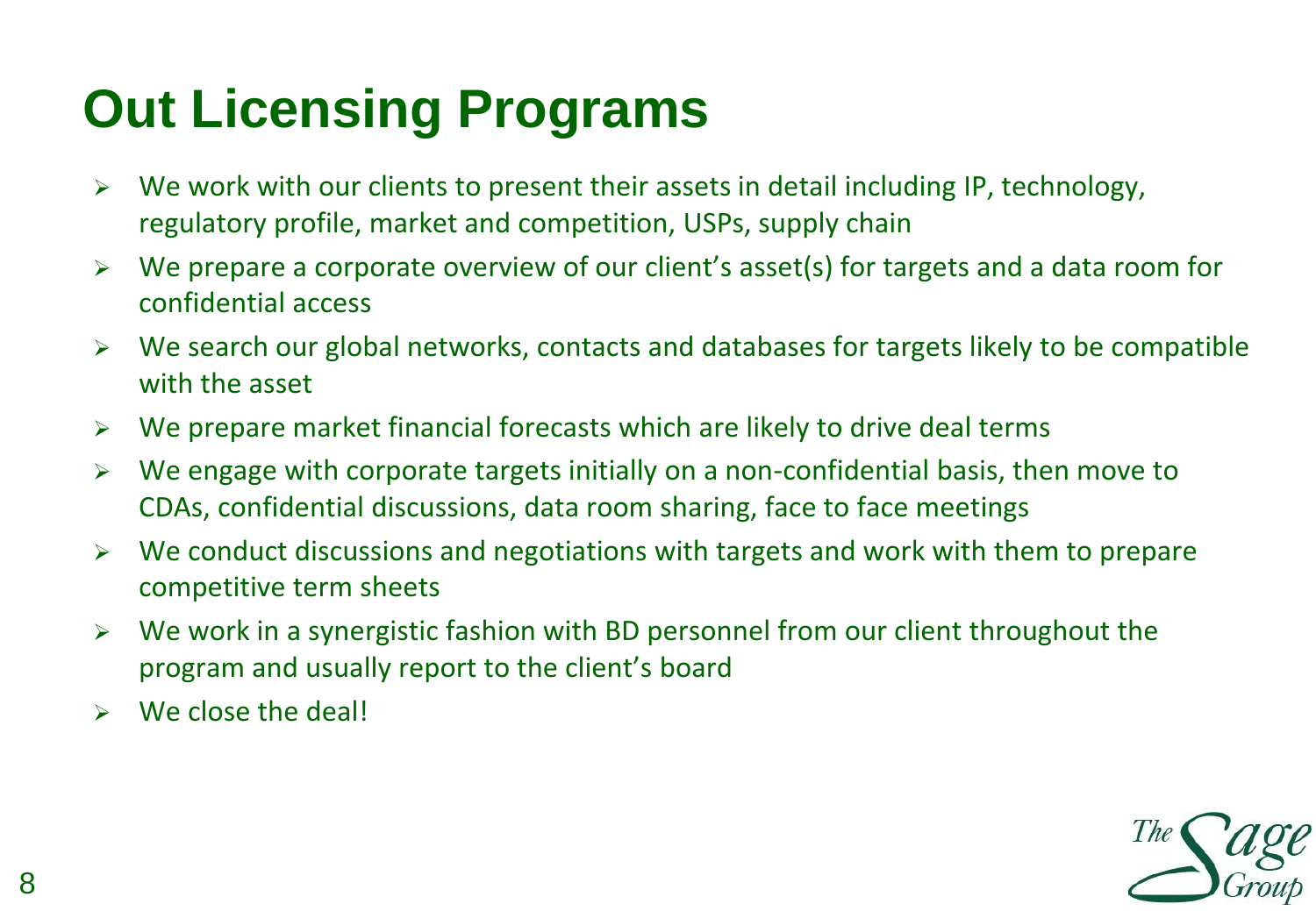# Out Licensing Programs

- We work with our clients to present their assets in detail including IP, technology, regulatory profile, market and competition, USPs, supply chain
- We prepare a corporate overview of our client's asset(s) for targets and a data room for confidential access
- We search our global networks, contacts and databases for targets likely to be compatible with the asset
- We prepare market financial forecasts which are likely to drive deal terms
- We engage with corporate targets initially on a non-confidential basis, then move to CDAs, confidential discussions, data room sharing, face to face meetings
- We conduct discussions and negotiations with targets and work with them to prepare competitive term sheets
- We work in a synergistic fashion with BD personnel from our client throughout the program and usually report to the client's board
- We close the deal!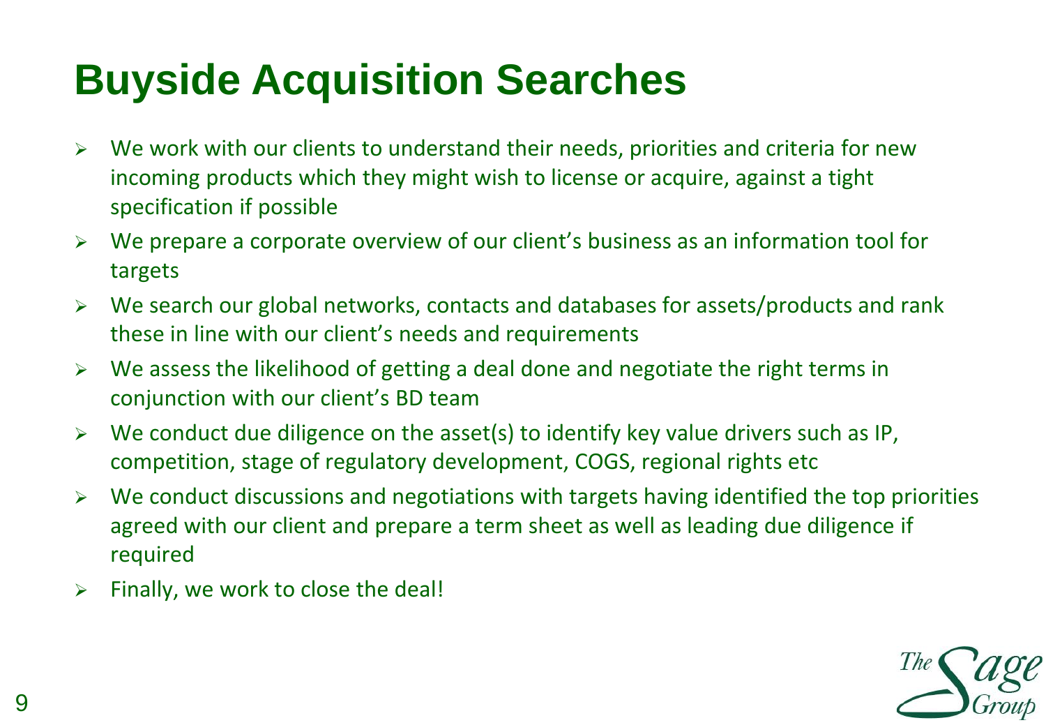# Buyside Acquisition Searches

- We work with our clients to understand their needs, priorities and criteria for new incoming products which they might wish to license or acquire, against a tight specification if possible
- We prepare a corporate overview of our client's business as an information tool for targets
- We search our global networks, contacts and databases for assets/products and rank these in line with our client's needs and requirements
- We assess the likelihood of getting a deal done and negotiate the right terms in conjunction with our client's BD team
- We conduct due diligence on the asset(s) to identify key value drivers such as IP, competition, stage of regulatory development, COGS, regional rights etc
- We conduct discussions and negotiations with targets having identified the top priorities agreed with our client and prepare a term sheet as well as leading due diligence if required
- Finally, we work to close the deal!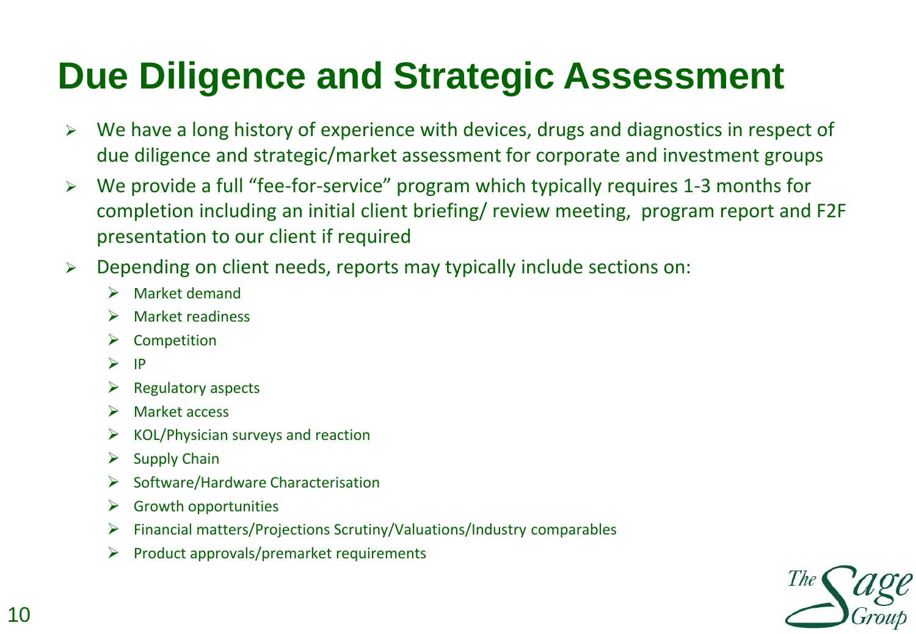# Due Diligence and Strategic Assessment

- We have a long history of experience with devices, drugs and diagnostics in respect of due diligence and strategic/market assessment for corporate and investment groups
- We provide a full "fee-for-service" program which typically requires 1-3 months for completion including an initial client briefing/ review meeting, program report and F2F presentation to our client if required
- Depending on client needs, reports may typically include sections on:
  - Market demand
  - Market readiness
  - Competition
  - IP
  - Regulatory aspects
  - Market access
  - KOL/Physician surveys and reaction
  - Supply Chain
  - Software/Hardware Characterisation
  - Growth opportunities
  - Financial matters/Projections Scrutiny/Valuations/Industry comparables
  - Product approvals/premarket requirements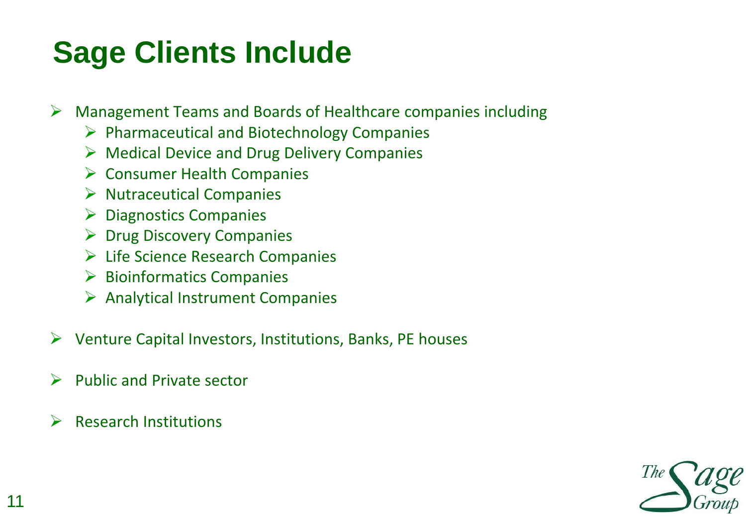# Sage Clients Include

- Management Teams and Boards of Healthcare companies including
  - Pharmaceutical and Biotechnology Companies
  - Medical Device and Drug Delivery Companies
  - Consumer Health Companies
  - Nutraceutical Companies
  - Diagnostics Companies
  - Drug Discovery Companies
  - Life Science Research Companies
  - Bioinformatics Companies
  - Analytical Instrument Companies
- Venture Capital Investors, Institutions, Banks, PE houses
- Public and Private sector
- Research Institutions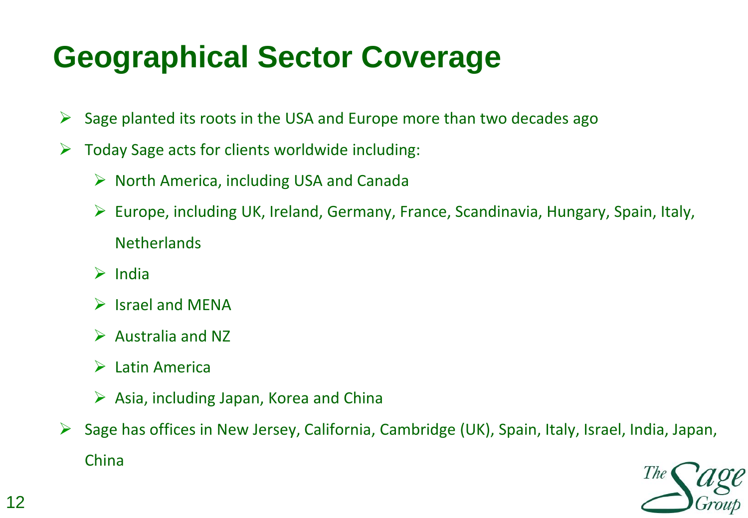# Geographical Sector Coverage

- Sage planted its roots in the USA and Europe more than two decades ago
- Today Sage acts for clients worldwide including:
  - North America, including USA and Canada
  - Europe, including UK, Ireland, Germany, France, Scandinavia, Hungary, Spain, Italy, Netherlands
  - India
  - Israel and MENA
  - Australia and NZ
  - Latin America
  - Asia, including Japan, Korea and China
- Sage has offices in New Jersey, California, Cambridge (UK), Spain, Italy, Israel, India, Japan, China

The Sage Group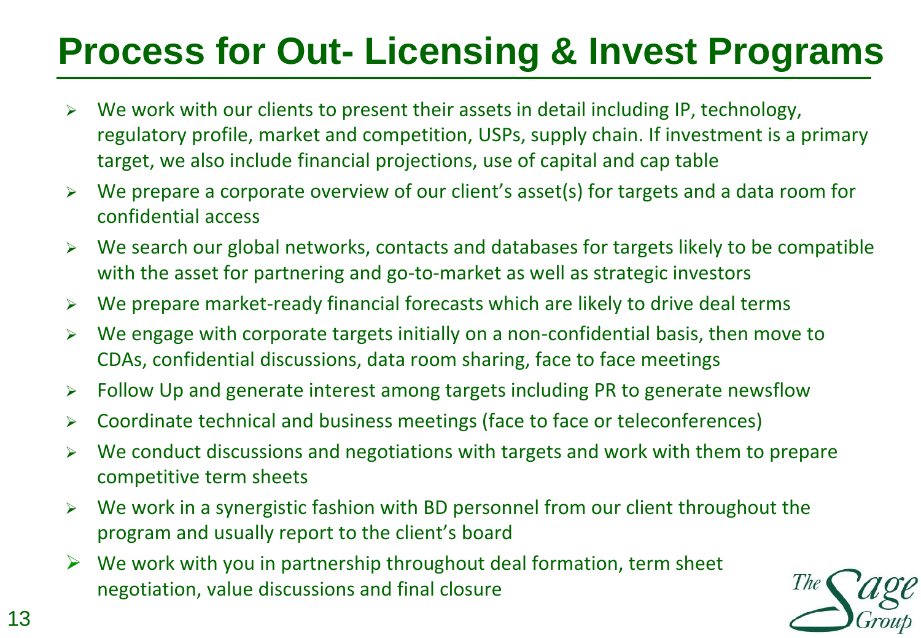# Process for Out- Licensing & Invest Programs

- We work with our clients to present their assets in detail including IP, technology, regulatory profile, market and competition, USPs, supply chain. If investment is a primary target, we also include financial projections, use of capital and cap table
- We prepare a corporate overview of our client's asset(s) for targets and a data room for confidential access
- We search our global networks, contacts and databases for targets likely to be compatible with the asset for partnering and go-to-market as well as strategic investors
- We prepare market-ready financial forecasts which are likely to drive deal terms
- We engage with corporate targets initially on a non-confidential basis, then move to CDAs, confidential discussions, data room sharing, face to face meetings
- Follow Up and generate interest among targets including PR to generate newsflow
- Coordinate technical and business meetings (face to face or teleconferences)
- We conduct discussions and negotiations with targets and work with them to prepare competitive term sheets
- We work in a synergistic fashion with BD personnel from our client throughout the program and usually report to the client's board
- We work with you in partnership throughout deal formation, term sheet negotiation, value discussions and final closure

The Sage Group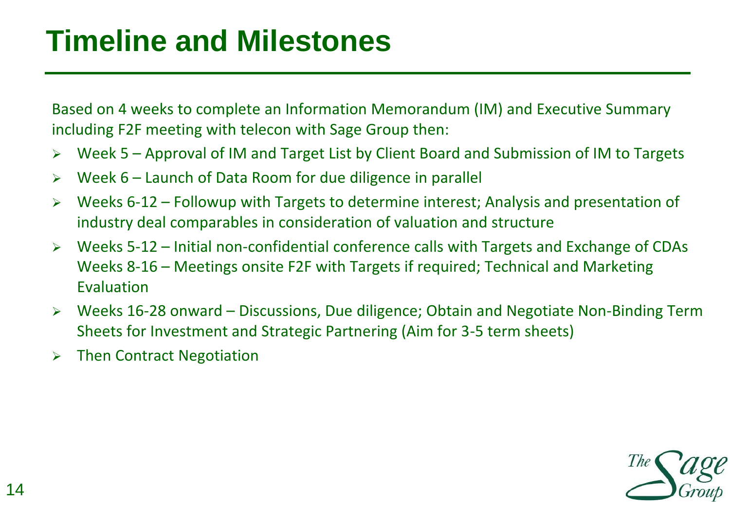# Timeline and Milestones

Based on 4 weeks to complete an Information Memorandum (IM) and Executive Summary including F2F meeting with telecon with Sage Group then:

- Week 5 – Approval of IM and Target List by Client Board and Submission of IM to Targets
- Week 6 – Launch of Data Room for due diligence in parallel
- Weeks 6-12 – Followup with Targets to determine interest; Analysis and presentation of industry deal comparables in consideration of valuation and structure
- Weeks 5-12 – Initial non-confidential conference calls with Targets and Exchange of CDAs Weeks 8-16 – Meetings onsite F2F with Targets if required; Technical and Marketing Evaluation
- Weeks 16-28 onward – Discussions, Due diligence; Obtain and Negotiate Non-Binding Term Sheets for Investment and Strategic Partnering (Aim for 3-5 term sheets)
- Then Contract Negotiation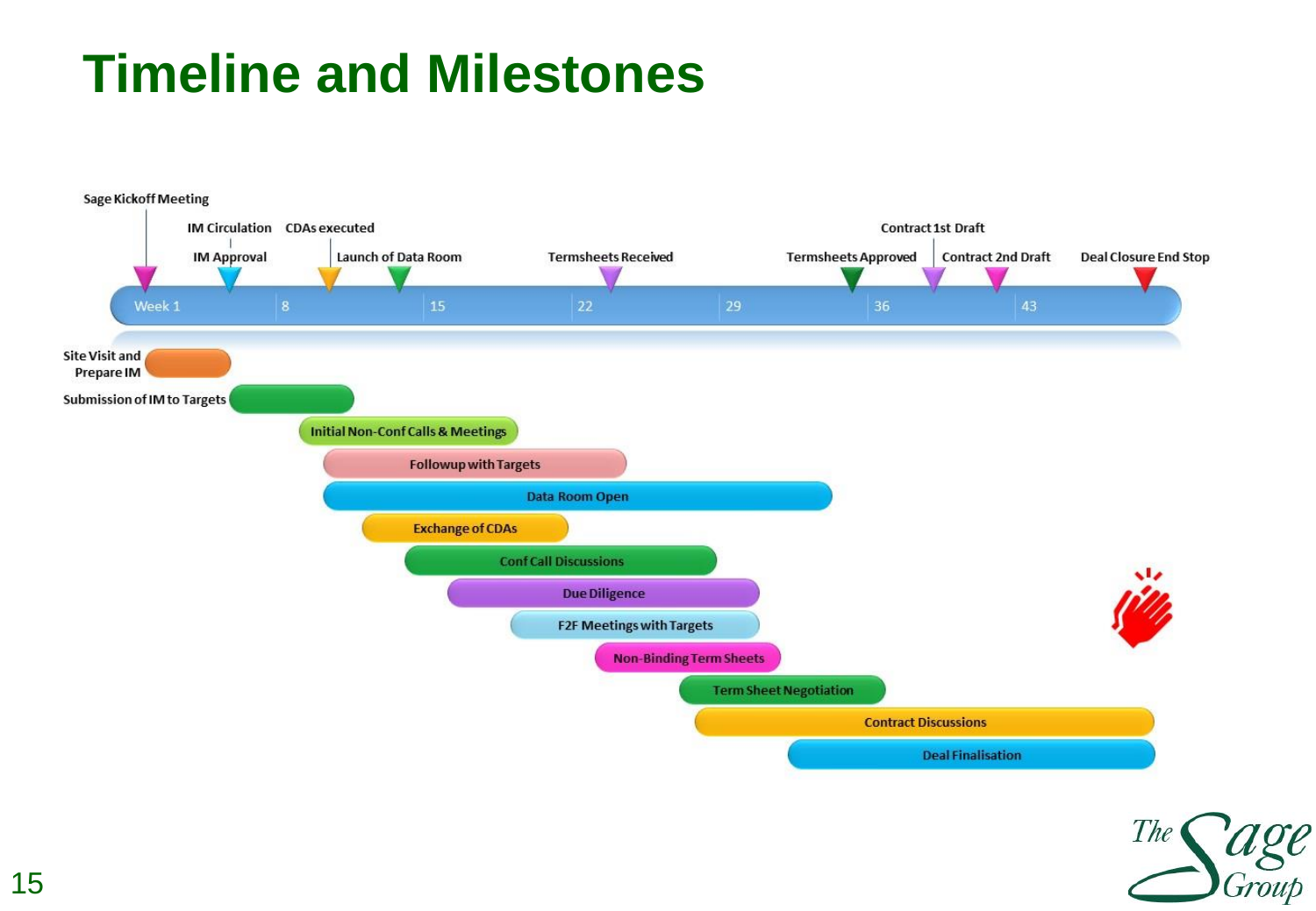# Timeline and Milestones

**Milestones:**

- Sage Kickoff Meeting
- IM Circulation
- IM Approval
- CDAs executed
- Launch of Data Room
- Termsheets Received
- Termsheets Approved
- Contract 1st Draft
- Contract 2nd Draft
- Deal Closure End Stop

**Timeline:** Week 1, 8, 15, 22, 29, 36, 43

**Activities:**

- Site Visit and Prepare IM
- Submission of IM to Targets
- Initial Non-Conf Calls & Meetings
- Followup with Targets
- Data Room Open
- Exchange of CDAs
- Conf Call Discussions
- Due Diligence
- F2F Meetings with Targets
- Non-Binding Term Sheets
- Term Sheet Negotiation
- Contract Discussions
- Deal Finalisation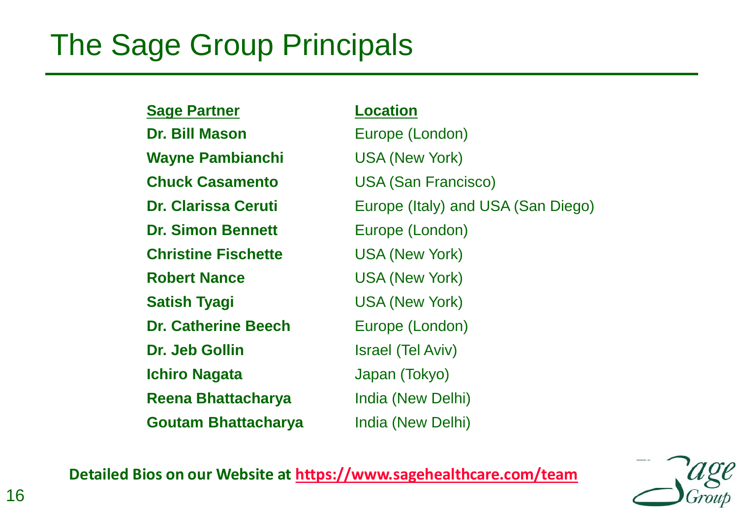# The Sage Group Principals

| Sage Partner | Location |
| --- | --- |
| **Dr. Bill Mason** | Europe (London) |
| **Wayne Pambianchi** | USA (New York) |
| **Chuck Casamento** | USA (San Francisco) |
| **Dr. Clarissa Ceruti** | Europe (Italy) and USA (San Diego) |
| **Dr. Simon Bennett** | Europe (London) |
| **Christine Fischette** | USA (New York) |
| **Robert Nance** | USA (New York) |
| **Satish Tyagi** | USA (New York) |
| **Dr. Catherine Beech** | Europe (London) |
| **Dr. Jeb Gollin** | Israel (Tel Aviv) |
| **Ichiro Nagata** | Japan (Tokyo) |
| **Reena Bhattacharya** | India (New Delhi) |
| **Goutam Bhattacharya** | India (New Delhi) |

**Detailed Bios on our Website at [https://www.sagehealthcare.com/team](https://www.sagehealthcare.com/team)**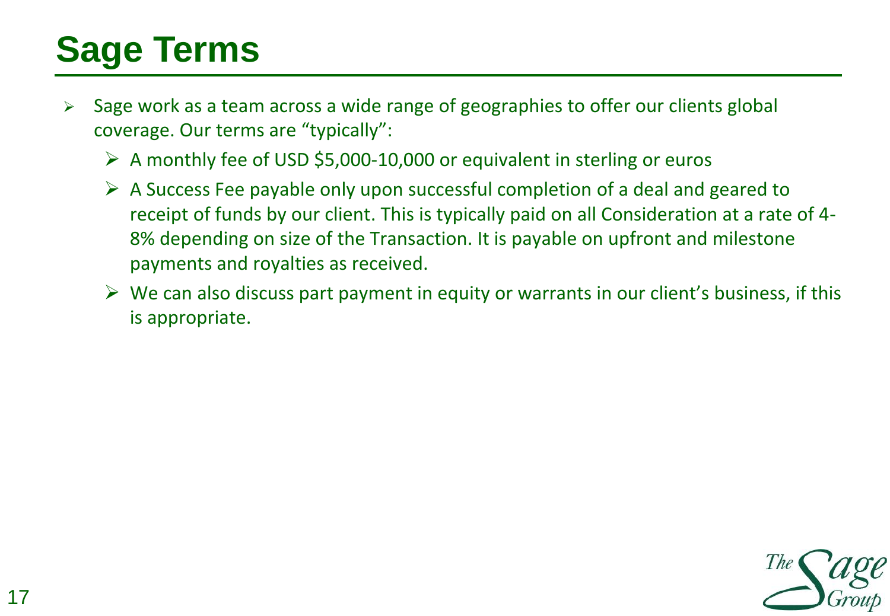# Sage Terms

- Sage work as a team across a wide range of geographies to offer our clients global coverage. Our terms are "typically":
  - A monthly fee of USD $5,000-10,000 or equivalent in sterling or euros
  - A Success Fee payable only upon successful completion of a deal and geared to receipt of funds by our client. This is typically paid on all Consideration at a rate of 4-8% depending on size of the Transaction. It is payable on upfront and milestone payments and royalties as received.
  - We can also discuss part payment in equity or warrants in our client's business, if this is appropriate.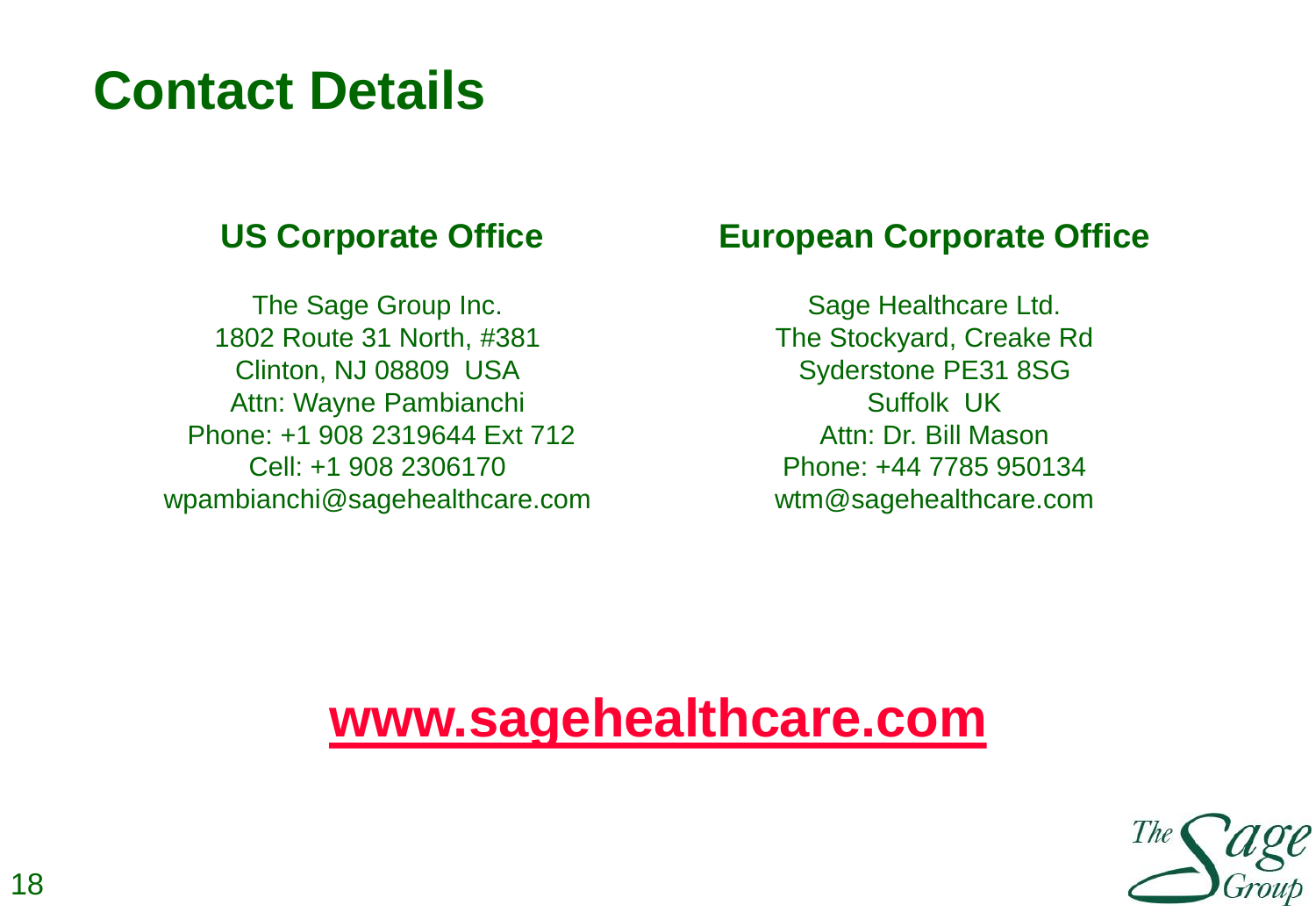# Contact Details

## US Corporate Office

The Sage Group Inc.
1802 Route 31 North, #381
Clinton, NJ 08809  USA
Attn: Wayne Pambianchi
Phone: +1 908 2319644 Ext 712
Cell: +1 908 2306170
wpambianchi@sagehealthcare.com

## European Corporate Office

Sage Healthcare Ltd.
The Stockyard, Creake Rd
Syderstone PE31 8SG
Suffolk  UK
Attn: Dr. Bill Mason
Phone: +44 7785 950134
wtm@sagehealthcare.com

**www.sagehealthcare.com**